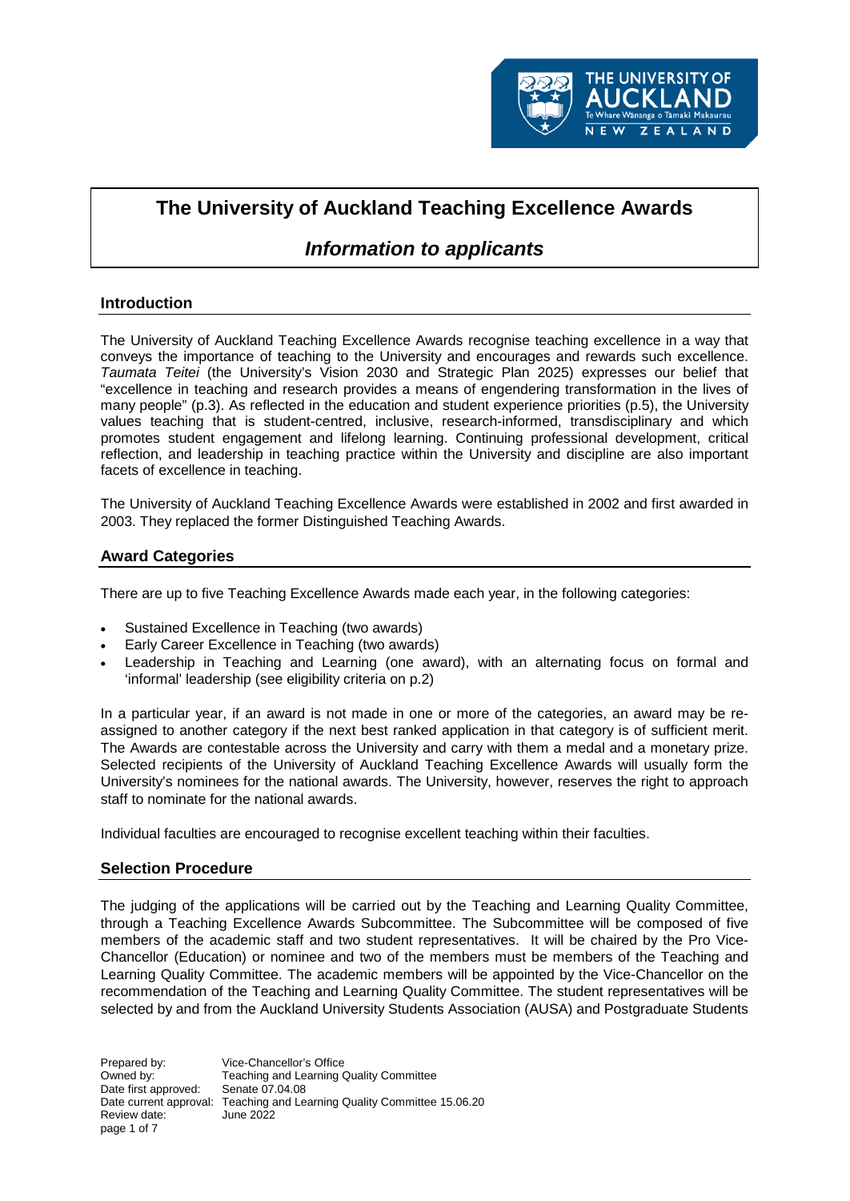# The University of Auckland Teaching Excellence Awards

## *Information to applicants*

### Introduction

The University of Auckland Teaching Excellence Awards recognise teaching excellence in a way that conveys the importance of teaching to the University and encourages and rewards such excellence. *Taumata Teitei* (the University's Vision 2030 and Strategic Plan 2025) expresses our belief that "excellence in teaching and research provides a means of engendering transformation in the lives of many people" (p.3). As reflected in the education and student experience priorities (p.5), the University values teaching that is student-centred, inclusive, research-informed, transdisciplinary and which promotes student engagement and lifelong learning. Continuing professional development, critical reflection, and leadership in teaching practice within the University and discipline are also important facets of excellence in teaching.

The University of Auckland Teaching Excellence Awards were established in 2002 and first awarded in 2003. They replaced the former Distinguished Teaching Awards.

### Award Categories

There are up to five Teaching Excellence Awards made each year, in the following categories:

- Sustained Excellence in Teaching (two awards)
- Early Career Excellence in Teaching (two awards)
- Leadership in Teaching and Learning (one award), with an alternating focus on formal and 'informal' leadership (see eligibility criteria on p.2)

In a particular year, if an award is not made in one or more of the categories, an award may be re-assigned to another category if the next best ranked application in that category is of sufficient merit. The Awards are contestable across the University and carry with them a medal and a monetary prize. Selected recipients of the University of Auckland Teaching Excellence Awards will usually form the University's nominees for the national awards. The University, however, reserves the right to approach staff to nominate for the national awards.

Individual faculties are encouraged to recognise excellent teaching within their faculties.

### Selection Procedure

The judging of the applications will be carried out by the Teaching and Learning Quality Committee, through a Teaching Excellence Awards Subcommittee. The Subcommittee will be composed of five members of the academic staff and two student representatives. It will be chaired by the Pro Vice-Chancellor (Education) or nominee and two of the members must be members of the Teaching and Learning Quality Committee. The academic members will be appointed by the Vice-Chancellor on the recommendation of the Teaching and Learning Quality Committee. The student representatives will be selected by and from the Auckland University Students Association (AUSA) and Postgraduate Students

Prepared by: Vice-Chancellor's Office
Owned by: Teaching and Learning Quality Committee
Date first approved: Senate 07.04.08
Date current approval: Teaching and Learning Quality Committee 15.06.20
Review date: June 2022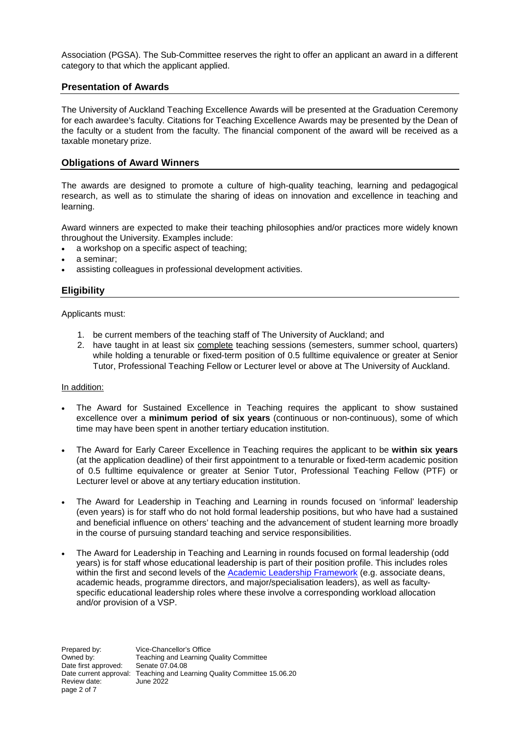Association (PGSA). The Sub-Committee reserves the right to offer an applicant an award in a different category to that which the applicant applied.

## Presentation of Awards

The University of Auckland Teaching Excellence Awards will be presented at the Graduation Ceremony for each awardee's faculty. Citations for Teaching Excellence Awards may be presented by the Dean of the faculty or a student from the faculty. The financial component of the award will be received as a taxable monetary prize.

## Obligations of Award Winners

The awards are designed to promote a culture of high-quality teaching, learning and pedagogical research, as well as to stimulate the sharing of ideas on innovation and excellence in teaching and learning.

Award winners are expected to make their teaching philosophies and/or practices more widely known throughout the University. Examples include:

- a workshop on a specific aspect of teaching;
- a seminar;
- assisting colleagues in professional development activities.

## Eligibility

Applicants must:

1. be current members of the teaching staff of The University of Auckland; and
2. have taught in at least six complete teaching sessions (semesters, summer school, quarters) while holding a tenurable or fixed-term position of 0.5 fulltime equivalence or greater at Senior Tutor, Professional Teaching Fellow or Lecturer level or above at The University of Auckland.

In addition:

- The Award for Sustained Excellence in Teaching requires the applicant to show sustained excellence over a **minimum period of six years** (continuous or non-continuous), some of which time may have been spent in another tertiary education institution.

- The Award for Early Career Excellence in Teaching requires the applicant to be **within six years** (at the application deadline) of their first appointment to a tenurable or fixed-term academic position of 0.5 fulltime equivalence or greater at Senior Tutor, Professional Teaching Fellow (PTF) or Lecturer level or above at any tertiary education institution.

- The Award for Leadership in Teaching and Learning in rounds focused on 'informal' leadership (even years) is for staff who do not hold formal leadership positions, but who have had a sustained and beneficial influence on others' teaching and the advancement of student learning more broadly in the course of pursuing standard teaching and service responsibilities.

- The Award for Leadership in Teaching and Learning in rounds focused on formal leadership (odd years) is for staff whose educational leadership is part of their position profile. This includes roles within the first and second levels of the Academic Leadership Framework (e.g. associate deans, academic heads, programme directors, and major/specialisation leaders), as well as faculty-specific educational leadership roles where these involve a corresponding workload allocation and/or provision of a VSP.

Prepared by: Vice-Chancellor's Office
Owned by: Teaching and Learning Quality Committee
Date first approved: Senate 07.04.08
Date current approval: Teaching and Learning Quality Committee 15.06.20
Review date: June 2022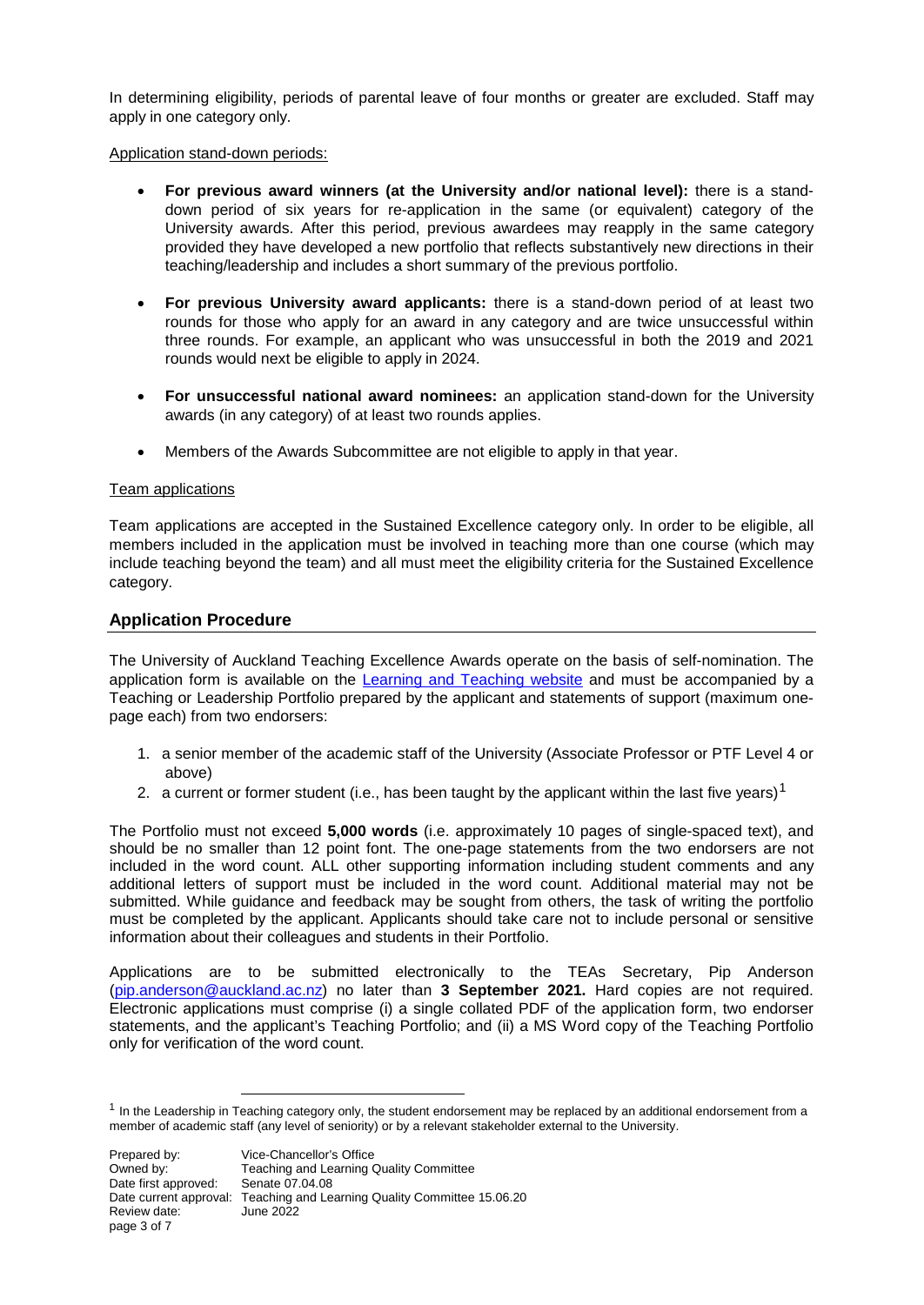In determining eligibility, periods of parental leave of four months or greater are excluded. Staff may apply in one category only.

Application stand-down periods:

- **For previous award winners (at the University and/or national level):** there is a stand-down period of six years for re-application in the same (or equivalent) category of the University awards. After this period, previous awardees may reapply in the same category provided they have developed a new portfolio that reflects substantively new directions in their teaching/leadership and includes a short summary of the previous portfolio.
- **For previous University award applicants:** there is a stand-down period of at least two rounds for those who apply for an award in any category and are twice unsuccessful within three rounds. For example, an applicant who was unsuccessful in both the 2019 and 2021 rounds would next be eligible to apply in 2024.
- **For unsuccessful national award nominees:** an application stand-down for the University awards (in any category) of at least two rounds applies.
- Members of the Awards Subcommittee are not eligible to apply in that year.

Team applications

Team applications are accepted in the Sustained Excellence category only. In order to be eligible, all members included in the application must be involved in teaching more than one course (which may include teaching beyond the team) and all must meet the eligibility criteria for the Sustained Excellence category.

## Application Procedure

The University of Auckland Teaching Excellence Awards operate on the basis of self-nomination. The application form is available on the Learning and Teaching website and must be accompanied by a Teaching or Leadership Portfolio prepared by the applicant and statements of support (maximum one-page each) from two endorsers:

1. a senior member of the academic staff of the University (Associate Professor or PTF Level 4 or above)
2. a current or former student (i.e., has been taught by the applicant within the last five years)[1]

The Portfolio must not exceed **5,000 words** (i.e. approximately 10 pages of single-spaced text), and should be no smaller than 12 point font. The one-page statements from the two endorsers are not included in the word count. ALL other supporting information including student comments and any additional letters of support must be included in the word count. Additional material may not be submitted. While guidance and feedback may be sought from others, the task of writing the portfolio must be completed by the applicant. Applicants should take care not to include personal or sensitive information about their colleagues and students in their Portfolio.

Applications are to be submitted electronically to the TEAs Secretary, Pip Anderson (pip.anderson@auckland.ac.nz) no later than **3 September 2021.** Hard copies are not required. Electronic applications must comprise (i) a single collated PDF of the application form, two endorser statements, and the applicant's Teaching Portfolio; and (ii) a MS Word copy of the Teaching Portfolio only for verification of the word count.

[1] In the Leadership in Teaching category only, the student endorsement may be replaced by an additional endorsement from a member of academic staff (any level of seniority) or by a relevant stakeholder external to the University.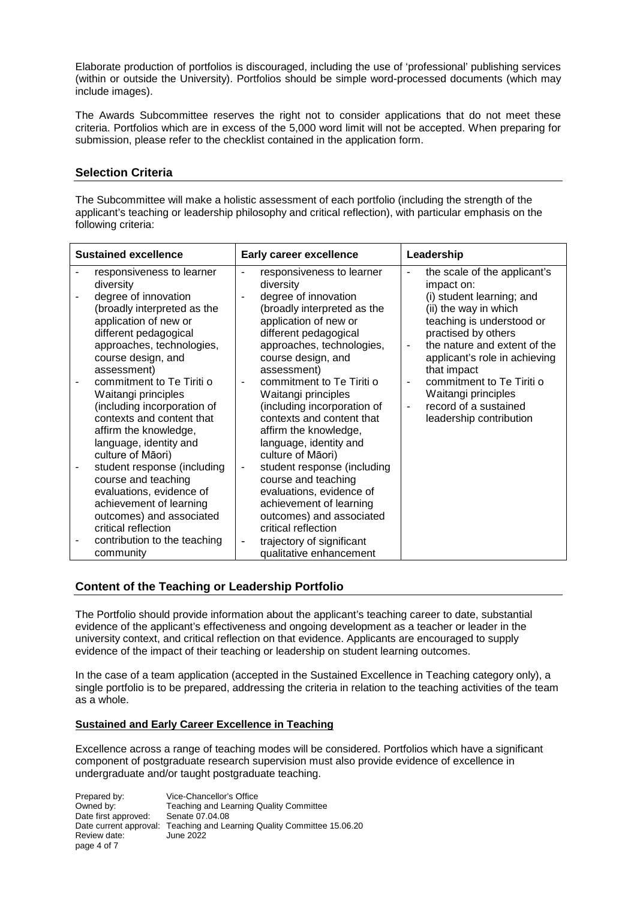Elaborate production of portfolios is discouraged, including the use of 'professional' publishing services (within or outside the University). Portfolios should be simple word-processed documents (which may include images).

The Awards Subcommittee reserves the right not to consider applications that do not meet these criteria. Portfolios which are in excess of the 5,000 word limit will not be accepted. When preparing for submission, please refer to the checklist contained in the application form.

## Selection Criteria

The Subcommittee will make a holistic assessment of each portfolio (including the strength of the applicant's teaching or leadership philosophy and critical reflection), with particular emphasis on the following criteria:

| Sustained excellence | Early career excellence | Leadership |
|---|---|---|
| - responsiveness to learner diversity<br>- degree of innovation (broadly interpreted as the application of new or different pedagogical approaches, technologies, course design, and assessment)<br>- commitment to Te Tiriti o Waitangi principles (including incorporation of contexts and content that affirm the knowledge, language, identity and culture of Māori)<br>- student response (including course and teaching evaluations, evidence of achievement of learning outcomes) and associated critical reflection<br>- contribution to the teaching community | - responsiveness to learner diversity<br>- degree of innovation (broadly interpreted as the application of new or different pedagogical approaches, technologies, course design, and assessment)<br>- commitment to Te Tiriti o Waitangi principles (including incorporation of contexts and content that affirm the knowledge, language, identity and culture of Māori)<br>- student response (including course and teaching evaluations, evidence of achievement of learning outcomes) and associated critical reflection<br>- trajectory of significant qualitative enhancement | - the scale of the applicant's impact on: (i) student learning; and (ii) the way in which teaching is understood or practised by others<br>- the nature and extent of the applicant's role in achieving that impact<br>- commitment to Te Tiriti o Waitangi principles<br>- record of a sustained leadership contribution |

## Content of the Teaching or Leadership Portfolio

The Portfolio should provide information about the applicant's teaching career to date, substantial evidence of the applicant's effectiveness and ongoing development as a teacher or leader in the university context, and critical reflection on that evidence. Applicants are encouraged to supply evidence of the impact of their teaching or leadership on student learning outcomes.

In the case of a team application (accepted in the Sustained Excellence in Teaching category only), a single portfolio is to be prepared, addressing the criteria in relation to the teaching activities of the team as a whole.

### Sustained and Early Career Excellence in Teaching

Excellence across a range of teaching modes will be considered. Portfolios which have a significant component of postgraduate research supervision must also provide evidence of excellence in undergraduate and/or taught postgraduate teaching.

Prepared by: Vice-Chancellor's Office
Owned by: Teaching and Learning Quality Committee
Date first approved: Senate 07.04.08
Date current approval: Teaching and Learning Quality Committee 15.06.20
Review date: June 2022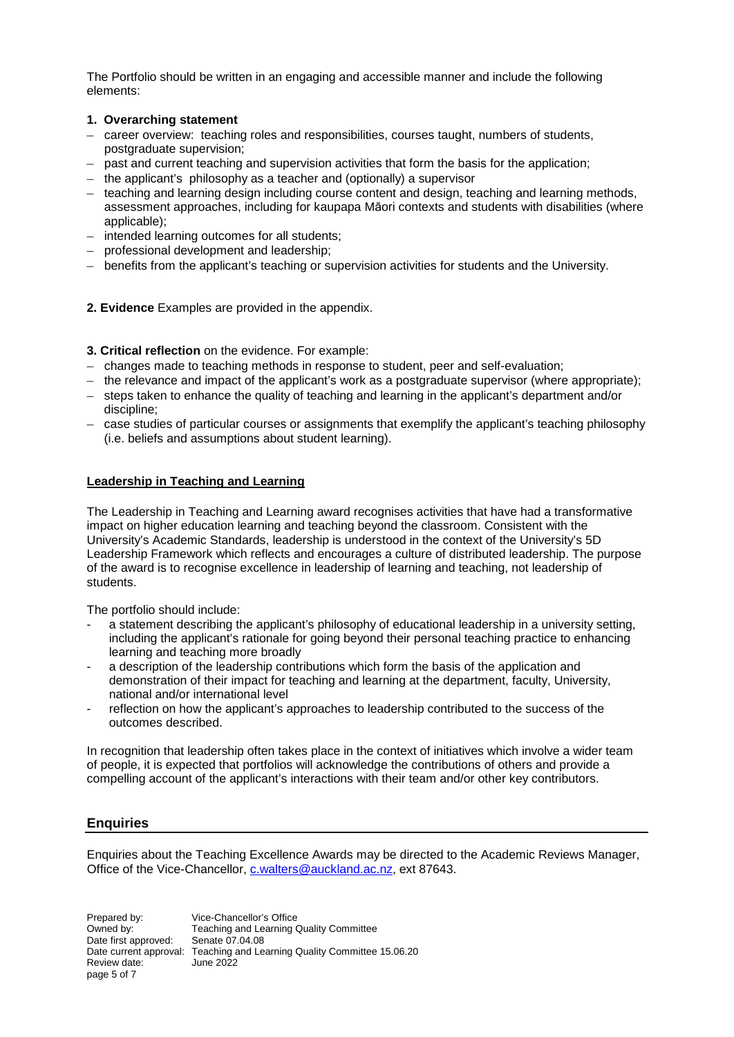The Portfolio should be written in an engaging and accessible manner and include the following elements:

**1. Overarching statement**

- career overview: teaching roles and responsibilities, courses taught, numbers of students, postgraduate supervision;
- past and current teaching and supervision activities that form the basis for the application;
- the applicant's philosophy as a teacher and (optionally) a supervisor
- teaching and learning design including course content and design, teaching and learning methods, assessment approaches, including for kaupapa Māori contexts and students with disabilities (where applicable);
- intended learning outcomes for all students;
- professional development and leadership;
- benefits from the applicant's teaching or supervision activities for students and the University.

**2. Evidence** Examples are provided in the appendix.

**3. Critical reflection** on the evidence. For example:

- changes made to teaching methods in response to student, peer and self-evaluation;
- the relevance and impact of the applicant's work as a postgraduate supervisor (where appropriate);
- steps taken to enhance the quality of teaching and learning in the applicant's department and/or discipline;
- case studies of particular courses or assignments that exemplify the applicant's teaching philosophy (i.e. beliefs and assumptions about student learning).

### Leadership in Teaching and Learning

The Leadership in Teaching and Learning award recognises activities that have had a transformative impact on higher education learning and teaching beyond the classroom. Consistent with the University's Academic Standards, leadership is understood in the context of the University's 5D Leadership Framework which reflects and encourages a culture of distributed leadership. The purpose of the award is to recognise excellence in leadership of learning and teaching, not leadership of students.

The portfolio should include:

- a statement describing the applicant's philosophy of educational leadership in a university setting, including the applicant's rationale for going beyond their personal teaching practice to enhancing learning and teaching more broadly
- a description of the leadership contributions which form the basis of the application and demonstration of their impact for teaching and learning at the department, faculty, University, national and/or international level
- reflection on how the applicant's approaches to leadership contributed to the success of the outcomes described.

In recognition that leadership often takes place in the context of initiatives which involve a wider team of people, it is expected that portfolios will acknowledge the contributions of others and provide a compelling account of the applicant's interactions with their team and/or other key contributors.

## Enquiries

Enquiries about the Teaching Excellence Awards may be directed to the Academic Reviews Manager, Office of the Vice-Chancellor, c.walters@auckland.ac.nz, ext 87643.

Prepared by: Vice-Chancellor's Office
Owned by: Teaching and Learning Quality Committee
Date first approved: Senate 07.04.08
Date current approval: Teaching and Learning Quality Committee 15.06.20
Review date: June 2022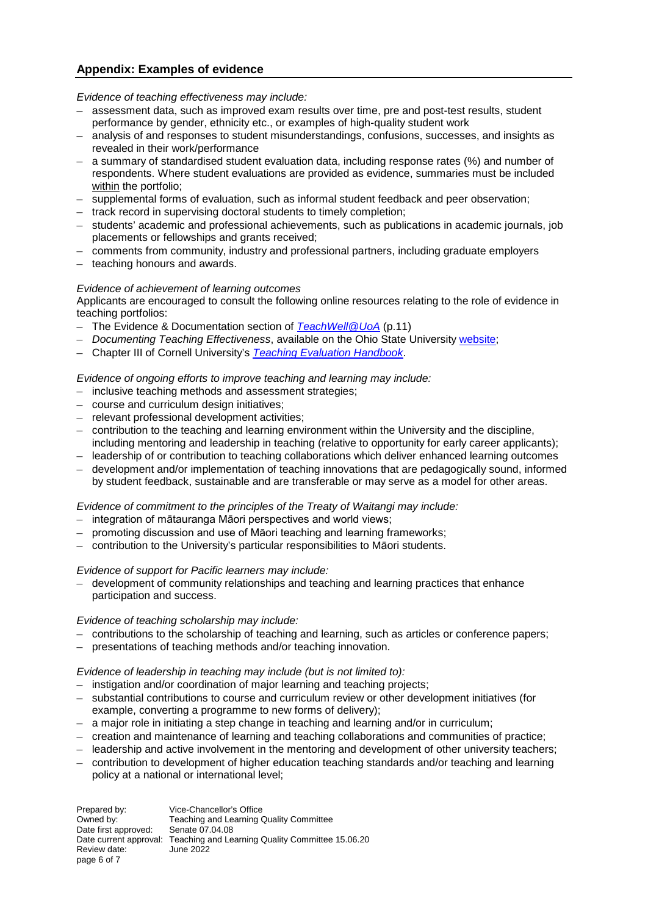## Appendix: Examples of evidence

*Evidence of teaching effectiveness may include:*

- assessment data, such as improved exam results over time, pre and post-test results, student performance by gender, ethnicity etc., or examples of high-quality student work
- analysis of and responses to student misunderstandings, confusions, successes, and insights as revealed in their work/performance
- a summary of standardised student evaluation data, including response rates (%) and number of respondents. Where student evaluations are provided as evidence, summaries must be included within the portfolio;
- supplemental forms of evaluation, such as informal student feedback and peer observation;
- track record in supervising doctoral students to timely completion;
- students' academic and professional achievements, such as publications in academic journals, job placements or fellowships and grants received;
- comments from community, industry and professional partners, including graduate employers
- teaching honours and awards.

*Evidence of achievement of learning outcomes*

Applicants are encouraged to consult the following online resources relating to the role of evidence in teaching portfolios:

- The Evidence & Documentation section of *TeachWell@UoA* (p.11)
- *Documenting Teaching Effectiveness*, available on the Ohio State University website;
- Chapter III of Cornell University's *Teaching Evaluation Handbook*.

*Evidence of ongoing efforts to improve teaching and learning may include:*

- inclusive teaching methods and assessment strategies;
- course and curriculum design initiatives;
- relevant professional development activities;
- contribution to the teaching and learning environment within the University and the discipline, including mentoring and leadership in teaching (relative to opportunity for early career applicants);
- leadership of or contribution to teaching collaborations which deliver enhanced learning outcomes
- development and/or implementation of teaching innovations that are pedagogically sound, informed by student feedback, sustainable and are transferable or may serve as a model for other areas.

*Evidence of commitment to the principles of the Treaty of Waitangi may include:*

- integration of mātauranga Māori perspectives and world views;
- promoting discussion and use of Māori teaching and learning frameworks;
- contribution to the University's particular responsibilities to Māori students.

*Evidence of support for Pacific learners may include:*

- development of community relationships and teaching and learning practices that enhance participation and success.

*Evidence of teaching scholarship may include:*

- contributions to the scholarship of teaching and learning, such as articles or conference papers;
- presentations of teaching methods and/or teaching innovation.

*Evidence of leadership in teaching may include (but is not limited to):*

- instigation and/or coordination of major learning and teaching projects;
- substantial contributions to course and curriculum review or other development initiatives (for example, converting a programme to new forms of delivery);
- a major role in initiating a step change in teaching and learning and/or in curriculum;
- creation and maintenance of learning and teaching collaborations and communities of practice;
- leadership and active involvement in the mentoring and development of other university teachers;
- contribution to development of higher education teaching standards and/or teaching and learning policy at a national or international level;

| | |
|---|---|
| Prepared by: | Vice-Chancellor's Office |
| Owned by: | Teaching and Learning Quality Committee |
| Date first approved: | Senate 07.04.08 |
| Date current approval: | Teaching and Learning Quality Committee 15.06.20 |
| Review date: | June 2022 |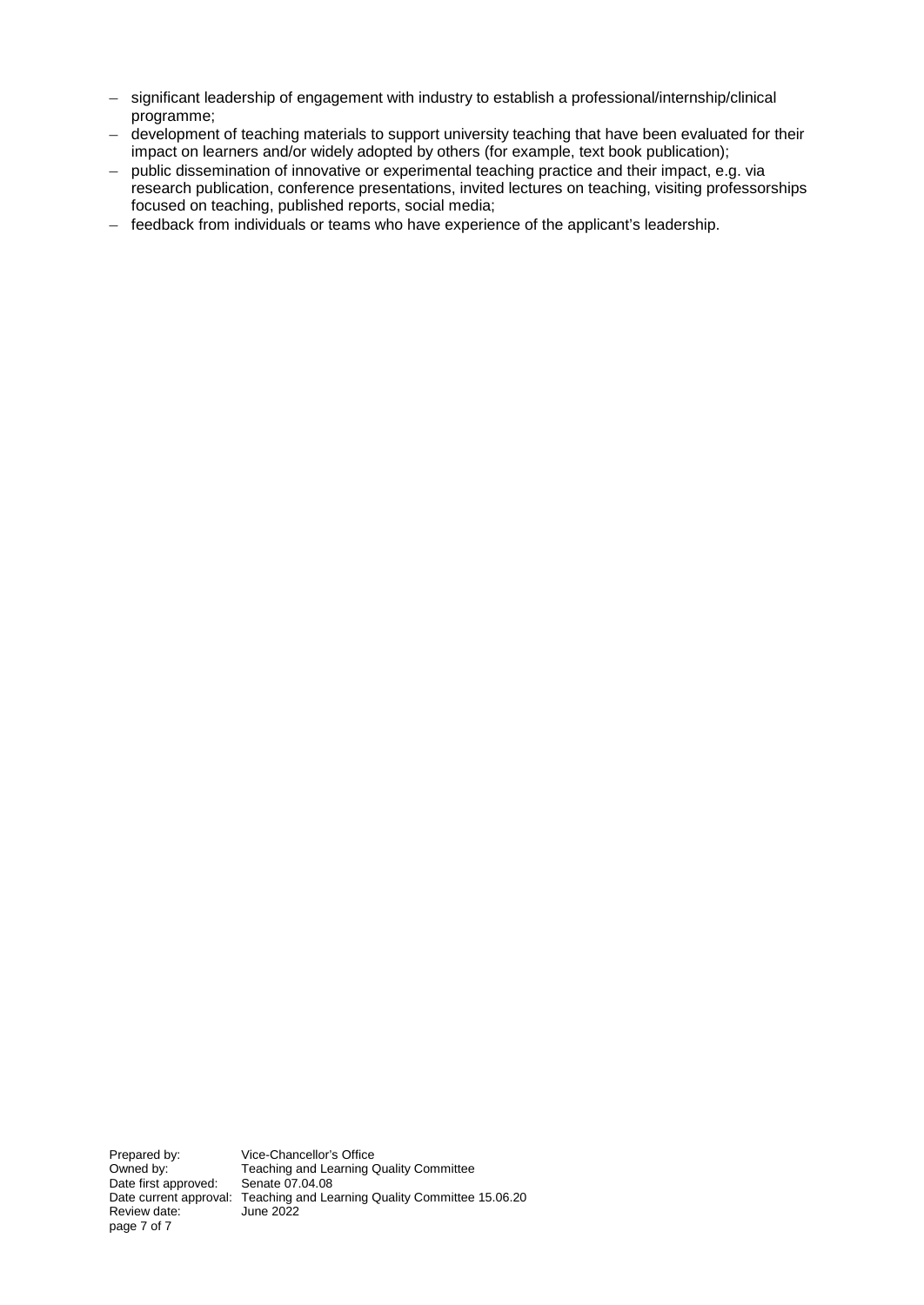- significant leadership of engagement with industry to establish a professional/internship/clinical programme;
- development of teaching materials to support university teaching that have been evaluated for their impact on learners and/or widely adopted by others (for example, text book publication);
- public dissemination of innovative or experimental teaching practice and their impact, e.g. via research publication, conference presentations, invited lectures on teaching, visiting professorships focused on teaching, published reports, social media;
- feedback from individuals or teams who have experience of the applicant's leadership.

| | |
|---|---|
| Prepared by: | Vice-Chancellor's Office |
| Owned by: | Teaching and Learning Quality Committee |
| Date first approved: | Senate 07.04.08 |
| Date current approval: | Teaching and Learning Quality Committee 15.06.20 |
| Review date: | June 2022 |